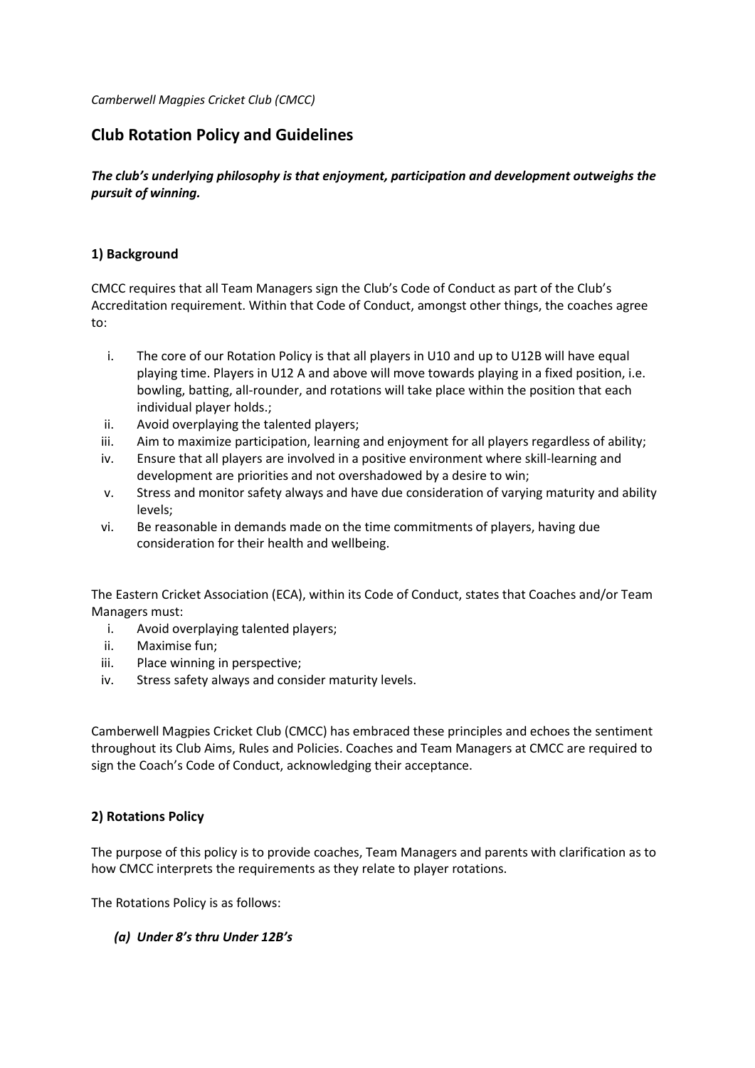*Camberwell Magpies Cricket Club (CMCC)*

# Club Rotation Policy and Guidelines

***The club's underlying philosophy is that enjoyment, participation and development outweighs the pursuit of winning.***

## 1) Background

CMCC requires that all Team Managers sign the Club's Code of Conduct as part of the Club's Accreditation requirement. Within that Code of Conduct, amongst other things, the coaches agree to:

i. The core of our Rotation Policy is that all players in U10 and up to U12B will have equal playing time. Players in U12 A and above will move towards playing in a fixed position, i.e. bowling, batting, all-rounder, and rotations will take place within the position that each individual player holds.;
ii. Avoid overplaying the talented players;
iii. Aim to maximize participation, learning and enjoyment for all players regardless of ability;
iv. Ensure that all players are involved in a positive environment where skill-learning and development are priorities and not overshadowed by a desire to win;
v. Stress and monitor safety always and have due consideration of varying maturity and ability levels;
vi. Be reasonable in demands made on the time commitments of players, having due consideration for their health and wellbeing.

The Eastern Cricket Association (ECA), within its Code of Conduct, states that Coaches and/or Team Managers must:

i. Avoid overplaying talented players;
ii. Maximise fun;
iii. Place winning in perspective;
iv. Stress safety always and consider maturity levels.

Camberwell Magpies Cricket Club (CMCC) has embraced these principles and echoes the sentiment throughout its Club Aims, Rules and Policies. Coaches and Team Managers at CMCC are required to sign the Coach's Code of Conduct, acknowledging their acceptance.

## 2) Rotations Policy

The purpose of this policy is to provide coaches, Team Managers and parents with clarification as to how CMCC interprets the requirements as they relate to player rotations.

The Rotations Policy is as follows:

### *(a) Under 8's thru Under 12B's*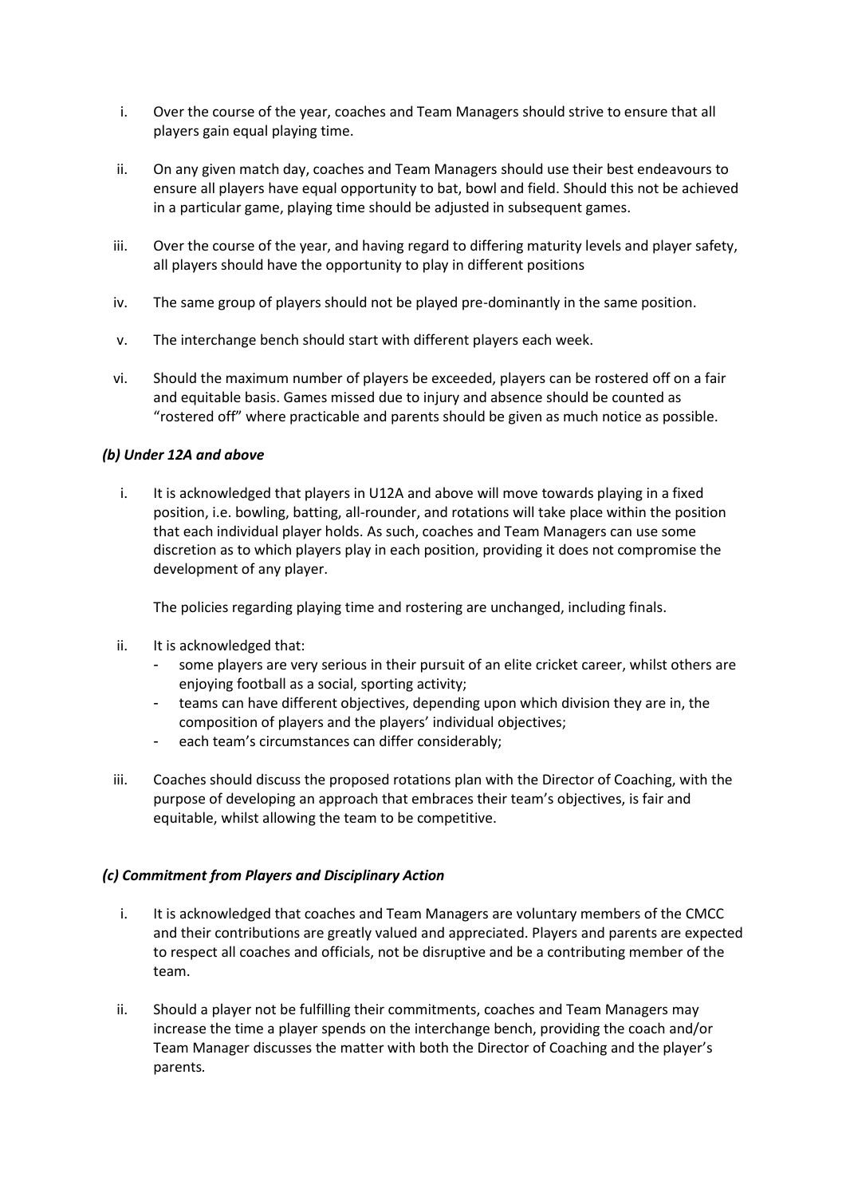i. Over the course of the year, coaches and Team Managers should strive to ensure that all players gain equal playing time.

ii. On any given match day, coaches and Team Managers should use their best endeavours to ensure all players have equal opportunity to bat, bowl and field. Should this not be achieved in a particular game, playing time should be adjusted in subsequent games.

iii. Over the course of the year, and having regard to differing maturity levels and player safety, all players should have the opportunity to play in different positions

iv. The same group of players should not be played pre-dominantly in the same position.

v. The interchange bench should start with different players each week.

vi. Should the maximum number of players be exceeded, players can be rostered off on a fair and equitable basis. Games missed due to injury and absence should be counted as "rostered off" where practicable and parents should be given as much notice as possible.

#### *(b) Under 12A and above*

i. It is acknowledged that players in U12A and above will move towards playing in a fixed position, i.e. bowling, batting, all-rounder, and rotations will take place within the position that each individual player holds. As such, coaches and Team Managers can use some discretion as to which players play in each position, providing it does not compromise the development of any player.

   The policies regarding playing time and rostering are unchanged, including finals.

ii. It is acknowledged that:
   - some players are very serious in their pursuit of an elite cricket career, whilst others are enjoying football as a social, sporting activity;
   - teams can have different objectives, depending upon which division they are in, the composition of players and the players' individual objectives;
   - each team's circumstances can differ considerably;

iii. Coaches should discuss the proposed rotations plan with the Director of Coaching, with the purpose of developing an approach that embraces their team's objectives, is fair and equitable, whilst allowing the team to be competitive.

#### *(c) Commitment from Players and Disciplinary Action*

i. It is acknowledged that coaches and Team Managers are voluntary members of the CMCC and their contributions are greatly valued and appreciated. Players and parents are expected to respect all coaches and officials, not be disruptive and be a contributing member of the team.

ii. Should a player not be fulfilling their commitments, coaches and Team Managers may increase the time a player spends on the interchange bench, providing the coach and/or Team Manager discusses the matter with both the Director of Coaching and the player's parents.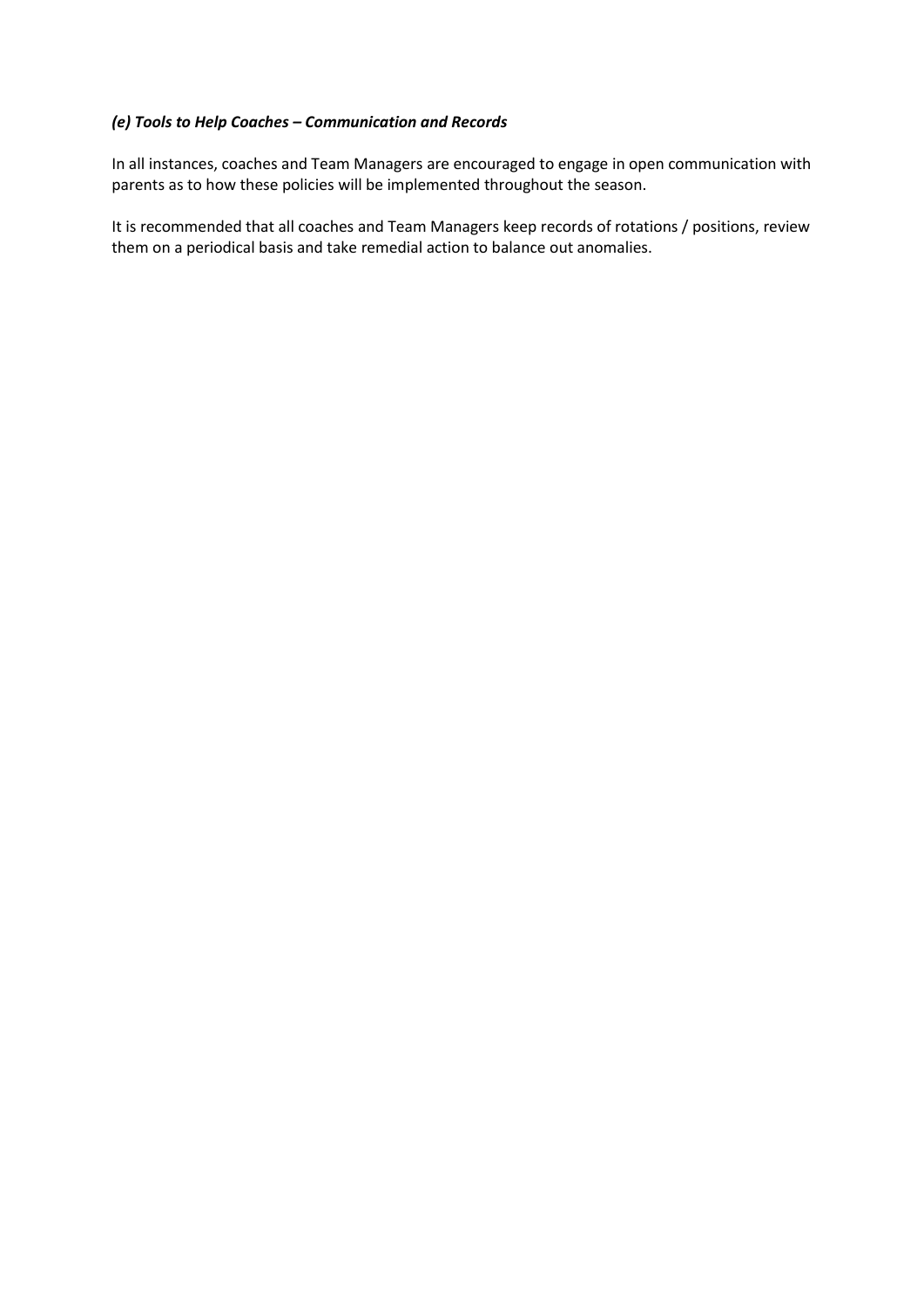#### *(e) Tools to Help Coaches – Communication and Records*

In all instances, coaches and Team Managers are encouraged to engage in open communication with parents as to how these policies will be implemented throughout the season.

It is recommended that all coaches and Team Managers keep records of rotations / positions, review them on a periodical basis and take remedial action to balance out anomalies.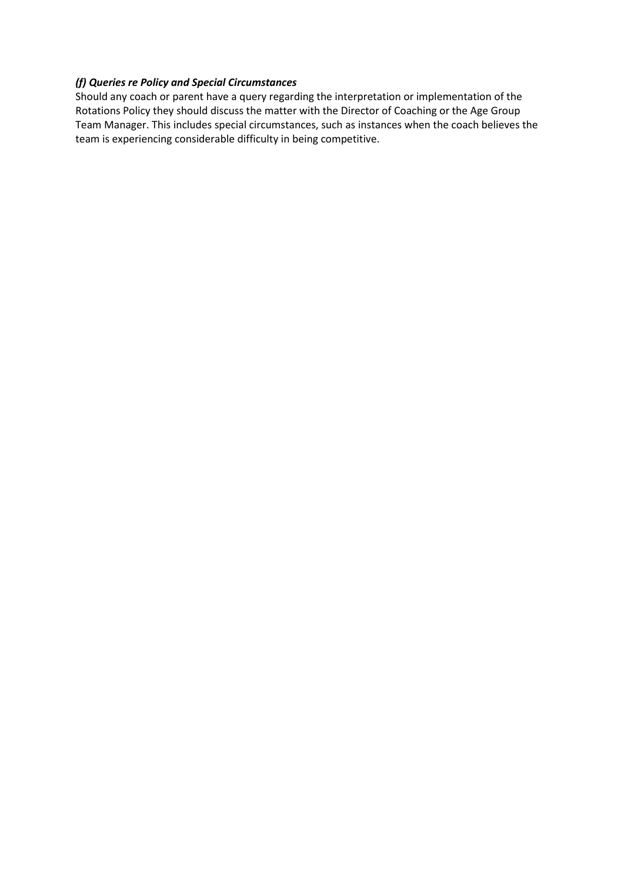***(f) Queries re Policy and Special Circumstances***

Should any coach or parent have a query regarding the interpretation or implementation of the Rotations Policy they should discuss the matter with the Director of Coaching or the Age Group Team Manager. This includes special circumstances, such as instances when the coach believes the team is experiencing considerable difficulty in being competitive.